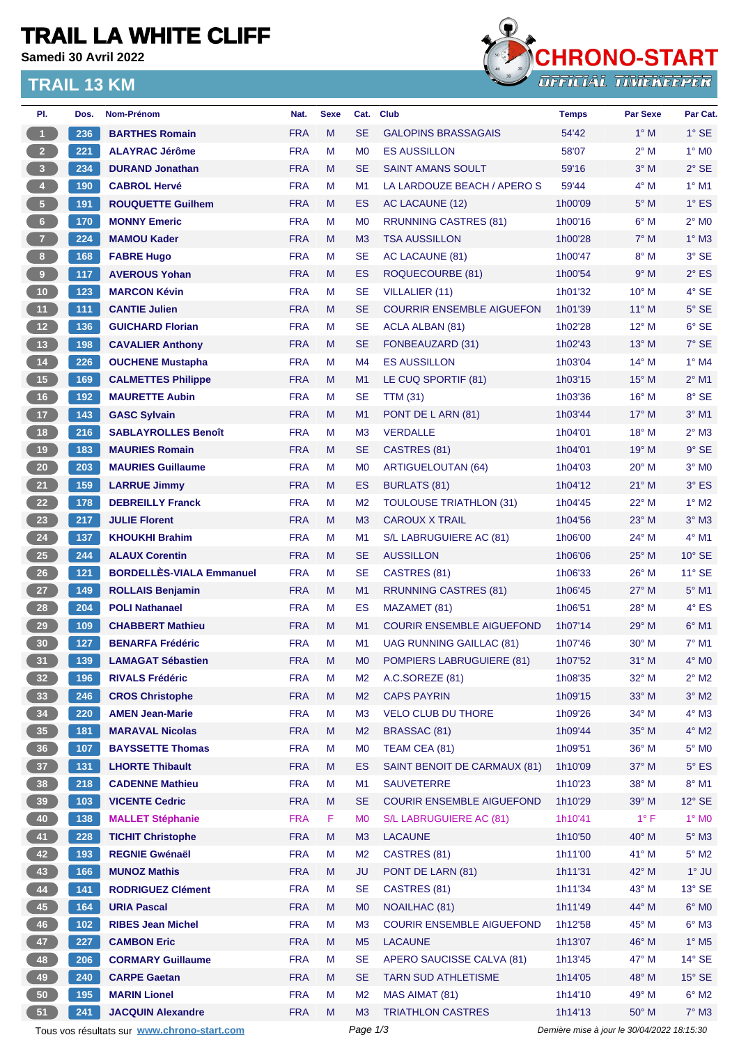# TRAIL LA WHITE CLIFF

**Samedi 30 Avril 2022**

## TRAIL 13 KM

CHRONO-START
OFFICIAL TIMEKEEPER

| Pl. | Dos. | Nom-Prénom | Nat. | Sexe | Cat. | Club | Temps | Par Sexe | Par Cat. |
|---|---|---|---|---|---|---|---|---|---|
| 1 | 236 | BARTHES Romain | FRA | M | SE | GALOPINS BRASSAGAIS | 54'42 | 1° M | 1° SE |
| 2 | 221 | ALAYRAC Jérôme | FRA | M | M0 | ES AUSSILLON | 58'07 | 2° M | 1° M0 |
| 3 | 234 | DURAND Jonathan | FRA | M | SE | SAINT AMANS SOULT | 59'16 | 3° M | 2° SE |
| 4 | 190 | CABROL Hervé | FRA | M | M1 | LA LARDOUZE BEACH / APERO S | 59'44 | 4° M | 1° M1 |
| 5 | 191 | ROUQUETTE Guilhem | FRA | M | ES | AC LACAUNE (12) | 1h00'09 | 5° M | 1° ES |
| 6 | 170 | MONNY Emeric | FRA | M | M0 | RRUNNING CASTRES (81) | 1h00'16 | 6° M | 2° M0 |
| 7 | 224 | MAMOU Kader | FRA | M | M3 | TSA AUSSILLON | 1h00'28 | 7° M | 1° M3 |
| 8 | 168 | FABRE Hugo | FRA | M | SE | AC LACAUNE (81) | 1h00'47 | 8° M | 3° SE |
| 9 | 117 | AVEROUS Yohan | FRA | M | ES | ROQUECOURBE (81) | 1h00'54 | 9° M | 2° ES |
| 10 | 123 | MARCON Kévin | FRA | M | SE | VILLALIER (11) | 1h01'32 | 10° M | 4° SE |
| 11 | 111 | CANTIE Julien | FRA | M | SE | COURRIR ENSEMBLE AIGUEFON | 1h01'39 | 11° M | 5° SE |
| 12 | 136 | GUICHARD Florian | FRA | M | SE | ACLA ALBAN (81) | 1h02'28 | 12° M | 6° SE |
| 13 | 198 | CAVALIER Anthony | FRA | M | SE | FONBEAUZARD (31) | 1h02'43 | 13° M | 7° SE |
| 14 | 226 | OUCHENE Mustapha | FRA | M | M4 | ES AUSSILLON | 1h03'04 | 14° M | 1° M4 |
| 15 | 169 | CALMETTES Philippe | FRA | M | M1 | LE CUQ SPORTIF (81) | 1h03'15 | 15° M | 2° M1 |
| 16 | 192 | MAURETTE Aubin | FRA | M | SE | TTM (31) | 1h03'36 | 16° M | 8° SE |
| 17 | 143 | GASC Sylvain | FRA | M | M1 | PONT DE L ARN (81) | 1h03'44 | 17° M | 3° M1 |
| 18 | 216 | SABLAYROLLES Benoît | FRA | M | M3 | VERDALLE | 1h04'01 | 18° M | 2° M3 |
| 19 | 183 | MAURIES Romain | FRA | M | SE | CASTRES (81) | 1h04'01 | 19° M | 9° SE |
| 20 | 203 | MAURIES Guillaume | FRA | M | M0 | ARTIGUELOUTAN (64) | 1h04'03 | 20° M | 3° M0 |
| 21 | 159 | LARRUE Jimmy | FRA | M | ES | BURLATS (81) | 1h04'12 | 21° M | 3° ES |
| 22 | 178 | DEBREILLY Franck | FRA | M | M2 | TOULOUSE TRIATHLON (31) | 1h04'45 | 22° M | 1° M2 |
| 23 | 217 | JULIE Florent | FRA | M | M3 | CAROUX X TRAIL | 1h04'56 | 23° M | 3° M3 |
| 24 | 137 | KHOUKHI Brahim | FRA | M | M1 | S/L LABRUGUIERE AC (81) | 1h06'00 | 24° M | 4° M1 |
| 25 | 244 | ALAUX Corentin | FRA | M | SE | AUSSILLON | 1h06'06 | 25° M | 10° SE |
| 26 | 121 | BORDELLÈS-VIALA Emmanuel | FRA | M | SE | CASTRES (81) | 1h06'33 | 26° M | 11° SE |
| 27 | 149 | ROLLAIS Benjamin | FRA | M | M1 | RRUNNING CASTRES (81) | 1h06'45 | 27° M | 5° M1 |
| 28 | 204 | POLI Nathanael | FRA | M | ES | MAZAMET (81) | 1h06'51 | 28° M | 4° ES |
| 29 | 109 | CHABBERT Mathieu | FRA | M | M1 | COURIR ENSEMBLE AIGUEFOND | 1h07'14 | 29° M | 6° M1 |
| 30 | 127 | BENARFA Frédéric | FRA | M | M1 | UAG RUNNING GAILLAC (81) | 1h07'46 | 30° M | 7° M1 |
| 31 | 139 | LAMAGAT Sébastien | FRA | M | M0 | POMPIERS LABRUGUIERE (81) | 1h07'52 | 31° M | 4° M0 |
| 32 | 196 | RIVALS Frédéric | FRA | M | M2 | A.C.SOREZE (81) | 1h08'35 | 32° M | 2° M2 |
| 33 | 246 | CROS Christophe | FRA | M | M2 | CAPS PAYRIN | 1h09'15 | 33° M | 3° M2 |
| 34 | 220 | AMEN Jean-Marie | FRA | M | M3 | VELO CLUB DU THORE | 1h09'26 | 34° M | 4° M3 |
| 35 | 181 | MARAVAL Nicolas | FRA | M | M2 | BRASSAC (81) | 1h09'44 | 35° M | 4° M2 |
| 36 | 107 | BAYSSETTE Thomas | FRA | M | M0 | TEAM CEA (81) | 1h09'51 | 36° M | 5° M0 |
| 37 | 131 | LHORTE Thibault | FRA | M | ES | SAINT BENOIT DE CARMAUX (81) | 1h10'09 | 37° M | 5° ES |
| 38 | 218 | CADENNE Mathieu | FRA | M | M1 | SAUVETERRE | 1h10'23 | 38° M | 8° M1 |
| 39 | 103 | VICENTE Cedric | FRA | M | SE | COURIR ENSEMBLE AIGUEFOND | 1h10'29 | 39° M | 12° SE |
| 40 | 138 | MALLET Stéphanie | FRA | F | M0 | S/L LABRUGUIERE AC (81) | 1h10'41 | 1° F | 1° M0 |
| 41 | 228 | TICHIT Christophe | FRA | M | M3 | LACAUNE | 1h10'50 | 40° M | 5° M3 |
| 42 | 193 | REGNIE Gwénaël | FRA | M | M2 | CASTRES (81) | 1h11'00 | 41° M | 5° M2 |
| 43 | 166 | MUNOZ Mathis | FRA | M | JU | PONT DE LARN (81) | 1h11'31 | 42° M | 1° JU |
| 44 | 141 | RODRIGUEZ Clément | FRA | M | SE | CASTRES (81) | 1h11'34 | 43° M | 13° SE |
| 45 | 164 | URIA Pascal | FRA | M | M0 | NOAILHAC (81) | 1h11'49 | 44° M | 6° M0 |
| 46 | 102 | RIBES Jean Michel | FRA | M | M3 | COURIR ENSEMBLE AIGUEFOND | 1h12'58 | 45° M | 6° M3 |
| 47 | 227 | CAMBON Eric | FRA | M | M5 | LACAUNE | 1h13'07 | 46° M | 1° M5 |
| 48 | 206 | CORMARY Guillaume | FRA | M | SE | APERO SAUCISSE CALVA (81) | 1h13'45 | 47° M | 14° SE |
| 49 | 240 | CARPE Gaetan | FRA | M | SE | TARN SUD ATHLETISME | 1h14'05 | 48° M | 15° SE |
| 50 | 195 | MARIN Lionel | FRA | M | M2 | MAS AIMAT (81) | 1h14'10 | 49° M | 6° M2 |
| 51 | 241 | JACQUIN Alexandre | FRA | M | M3 | TRIATHLON CASTRES | 1h14'13 | 50° M | 7° M3 |

Tous vos résultats sur www.chrono-start.com

*Dernière mise à jour le 30/04/2022 18:15:30*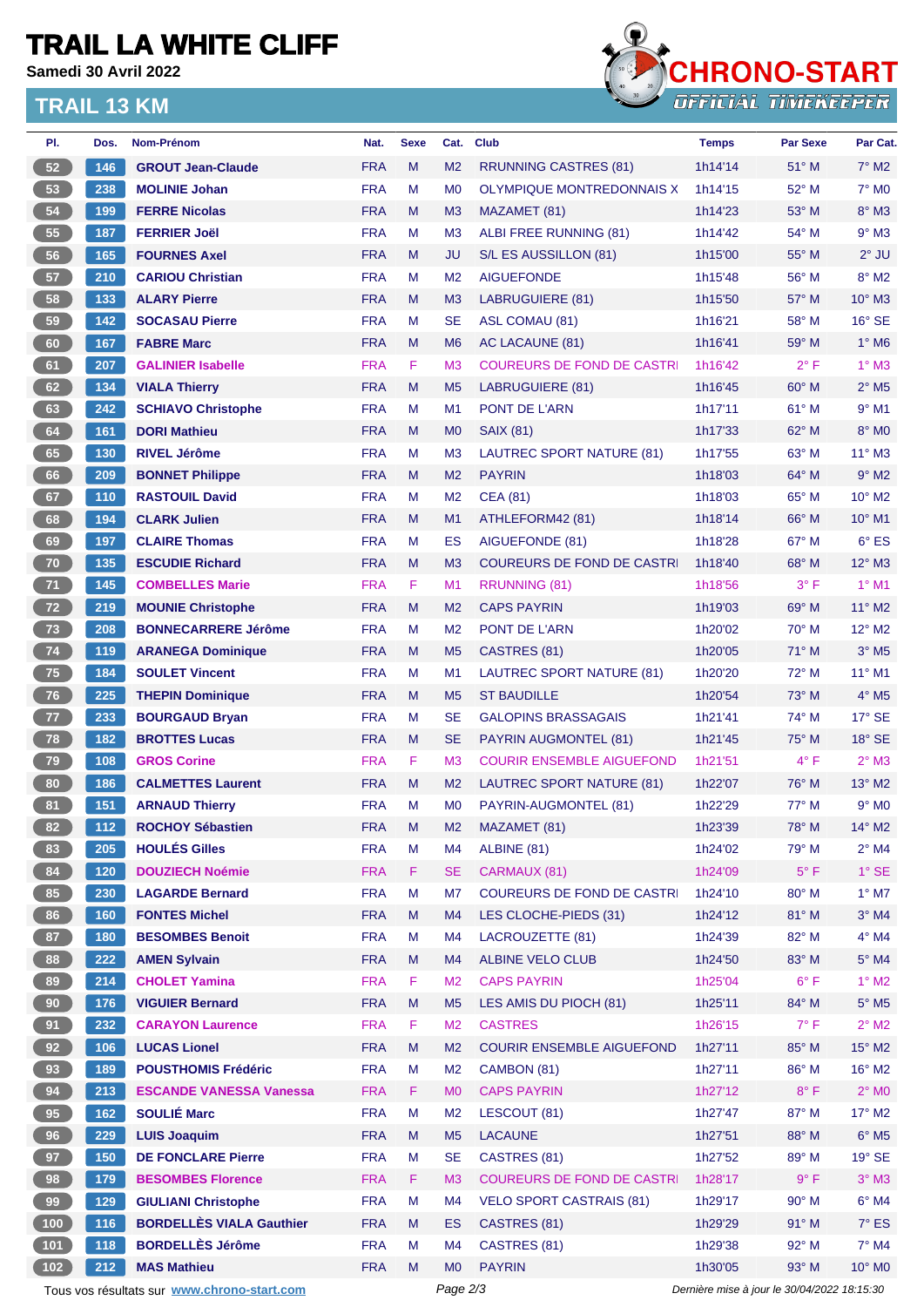# TRAIL LA WHITE CLIFF

**Samedi 30 Avril 2022**

## TRAIL 13 KM

| Pl. | Dos. | Nom-Prénom | Nat. | Sexe | Cat. | Club | Temps | Par Sexe | Par Cat. |
|---|---|---|---|---|---|---|---|---|---|
| 52 | 146 | GROUT Jean-Claude | FRA | M | M2 | RRUNNING CASTRES (81) | 1h14'14 | 51° M | 7° M2 |
| 53 | 238 | MOLINIE Johan | FRA | M | M0 | OLYMPIQUE MONTREDONNAIS X | 1h14'15 | 52° M | 7° M0 |
| 54 | 199 | FERRE Nicolas | FRA | M | M3 | MAZAMET (81) | 1h14'23 | 53° M | 8° M3 |
| 55 | 187 | FERRIER Joël | FRA | M | M3 | ALBI FREE RUNNING (81) | 1h14'42 | 54° M | 9° M3 |
| 56 | 165 | FOURNES Axel | FRA | M | JU | S/L ES AUSSILLON (81) | 1h15'00 | 55° M | 2° JU |
| 57 | 210 | CARIOU Christian | FRA | M | M2 | AIGUEFONDE | 1h15'48 | 56° M | 8° M2 |
| 58 | 133 | ALARY Pierre | FRA | M | M3 | LABRUGUIERE (81) | 1h15'50 | 57° M | 10° M3 |
| 59 | 142 | SOCASAU Pierre | FRA | M | SE | ASL COMAU (81) | 1h16'21 | 58° M | 16° SE |
| 60 | 167 | FABRE Marc | FRA | M | M6 | AC LACAUNE (81) | 1h16'41 | 59° M | 1° M6 |
| 61 | 207 | GALINIER Isabelle | FRA | F | M3 | COUREURS DE FOND DE CASTRI | 1h16'42 | 2° F | 1° M3 |
| 62 | 134 | VIALA Thierry | FRA | M | M5 | LABRUGUIERE (81) | 1h16'45 | 60° M | 2° M5 |
| 63 | 242 | SCHIAVO Christophe | FRA | M | M1 | PONT DE L'ARN | 1h17'11 | 61° M | 9° M1 |
| 64 | 161 | DORI Mathieu | FRA | M | M0 | SAIX (81) | 1h17'33 | 62° M | 8° M0 |
| 65 | 130 | RIVEL Jérôme | FRA | M | M3 | LAUTREC SPORT NATURE (81) | 1h17'55 | 63° M | 11° M3 |
| 66 | 209 | BONNET Philippe | FRA | M | M2 | PAYRIN | 1h18'03 | 64° M | 9° M2 |
| 67 | 110 | RASTOUIL David | FRA | M | M2 | CEA (81) | 1h18'03 | 65° M | 10° M2 |
| 68 | 194 | CLARK Julien | FRA | M | M1 | ATHLEFORM42 (81) | 1h18'14 | 66° M | 10° M1 |
| 69 | 197 | CLAIRE Thomas | FRA | M | ES | AIGUEFONDE (81) | 1h18'28 | 67° M | 6° ES |
| 70 | 135 | ESCUDIE Richard | FRA | M | M3 | COUREURS DE FOND DE CASTRI | 1h18'40 | 68° M | 12° M3 |
| 71 | 145 | COMBELLES Marie | FRA | F | M1 | RRUNNING (81) | 1h18'56 | 3° F | 1° M1 |
| 72 | 219 | MOUNIE Christophe | FRA | M | M2 | CAPS PAYRIN | 1h19'03 | 69° M | 11° M2 |
| 73 | 208 | BONNECARRERE Jérôme | FRA | M | M2 | PONT DE L'ARN | 1h20'02 | 70° M | 12° M2 |
| 74 | 119 | ARANEGA Dominique | FRA | M | M5 | CASTRES (81) | 1h20'05 | 71° M | 3° M5 |
| 75 | 184 | SOULET Vincent | FRA | M | M1 | LAUTREC SPORT NATURE (81) | 1h20'20 | 72° M | 11° M1 |
| 76 | 225 | THEPIN Dominique | FRA | M | M5 | ST BAUDILLE | 1h20'54 | 73° M | 4° M5 |
| 77 | 233 | BOURGAUD Bryan | FRA | M | SE | GALOPINS BRASSAGAIS | 1h21'41 | 74° M | 17° SE |
| 78 | 182 | BROTTES Lucas | FRA | M | SE | PAYRIN AUGMONTEL (81) | 1h21'45 | 75° M | 18° SE |
| 79 | 108 | GROS Corine | FRA | F | M3 | COURIR ENSEMBLE AIGUEFOND | 1h21'51 | 4° F | 2° M3 |
| 80 | 186 | CALMETTES Laurent | FRA | M | M2 | LAUTREC SPORT NATURE (81) | 1h22'07 | 76° M | 13° M2 |
| 81 | 151 | ARNAUD Thierry | FRA | M | M0 | PAYRIN-AUGMONTEL (81) | 1h22'29 | 77° M | 9° M0 |
| 82 | 112 | ROCHOY Sébastien | FRA | M | M2 | MAZAMET (81) | 1h23'39 | 78° M | 14° M2 |
| 83 | 205 | HOULÉS Gilles | FRA | M | M4 | ALBINE (81) | 1h24'02 | 79° M | 2° M4 |
| 84 | 120 | DOUZIECH Noémie | FRA | F | SE | CARMAUX (81) | 1h24'09 | 5° F | 1° SE |
| 85 | 230 | LAGARDE Bernard | FRA | M | M7 | COUREURS DE FOND DE CASTRI | 1h24'10 | 80° M | 1° M7 |
| 86 | 160 | FONTES Michel | FRA | M | M4 | LES CLOCHE-PIEDS (31) | 1h24'12 | 81° M | 3° M4 |
| 87 | 180 | BESOMBES Benoit | FRA | M | M4 | LACROUZETTE (81) | 1h24'39 | 82° M | 4° M4 |
| 88 | 222 | AMEN Sylvain | FRA | M | M4 | ALBINE VELO CLUB | 1h24'50 | 83° M | 5° M4 |
| 89 | 214 | CHOLET Yamina | FRA | F | M2 | CAPS PAYRIN | 1h25'04 | 6° F | 1° M2 |
| 90 | 176 | VIGUIER Bernard | FRA | M | M5 | LES AMIS DU PIOCH (81) | 1h25'11 | 84° M | 5° M5 |
| 91 | 232 | CARAYON Laurence | FRA | F | M2 | CASTRES | 1h26'15 | 7° F | 2° M2 |
| 92 | 106 | LUCAS Lionel | FRA | M | M2 | COURIR ENSEMBLE AIGUEFOND | 1h27'11 | 85° M | 15° M2 |
| 93 | 189 | POUSTHOMIS Frédéric | FRA | M | M2 | CAMBON (81) | 1h27'11 | 86° M | 16° M2 |
| 94 | 213 | ESCANDE VANESSA Vanessa | FRA | F | M0 | CAPS PAYRIN | 1h27'12 | 8° F | 2° M0 |
| 95 | 162 | SOULIÉ Marc | FRA | M | M2 | LESCOUT (81) | 1h27'47 | 87° M | 17° M2 |
| 96 | 229 | LUIS Joaquim | FRA | M | M5 | LACAUNE | 1h27'51 | 88° M | 6° M5 |
| 97 | 150 | DE FONCLARE Pierre | FRA | M | SE | CASTRES (81) | 1h27'52 | 89° M | 19° SE |
| 98 | 179 | BESOMBES Florence | FRA | F | M3 | COUREURS DE FOND DE CASTRI | 1h28'17 | 9° F | 3° M3 |
| 99 | 129 | GIULIANI Christophe | FRA | M | M4 | VELO SPORT CASTRAIS (81) | 1h29'17 | 90° M | 6° M4 |
| 100 | 116 | BORDELLÈS VIALA Gauthier | FRA | M | ES | CASTRES (81) | 1h29'29 | 91° M | 7° ES |
| 101 | 118 | BORDELLÈS Jérôme | FRA | M | M4 | CASTRES (81) | 1h29'38 | 92° M | 7° M4 |
| 102 | 212 | MAS Mathieu | FRA | M | M0 | PAYRIN | 1h30'05 | 93° M | 10° M0 |

Tous vos résultats sur www.chrono-start.com

Dernière mise à jour le 30/04/2022 18:15:30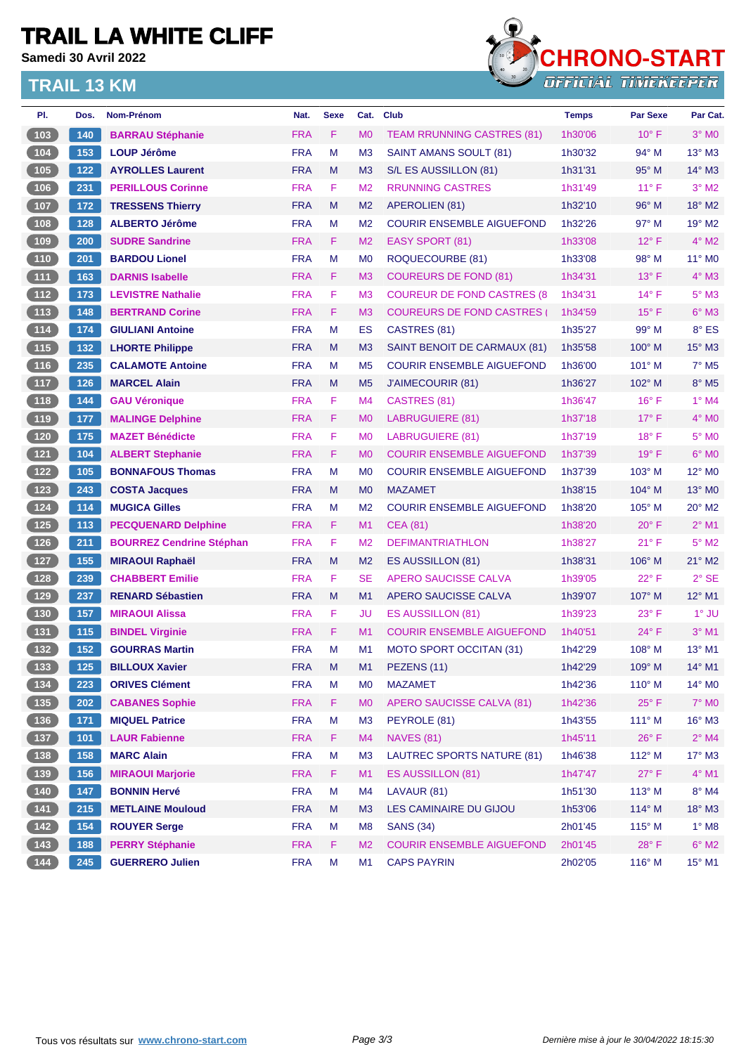# TRAIL LA WHITE CLIFF

Samedi 30 Avril 2022

## TRAIL 13 KM

CHRONO-START OFFICIAL TIMEKEEPER

| Pl. | Dos. | Nom-Prénom | Nat. | Sexe | Cat. | Club | Temps | Par Sexe | Par Cat. |
|---|---|---|---|---|---|---|---|---|---|
| 103 | 140 | BARRAU Stéphanie | FRA | F | M0 | TEAM RRUNNING CASTRES (81) | 1h30'06 | 10° F | 3° M0 |
| 104 | 153 | LOUP Jérôme | FRA | M | M3 | SAINT AMANS SOULT (81) | 1h30'32 | 94° M | 13° M3 |
| 105 | 122 | AYROLLES Laurent | FRA | M | M3 | S/L ES AUSSILLON (81) | 1h31'31 | 95° M | 14° M3 |
| 106 | 231 | PERILLOUS Corinne | FRA | F | M2 | RRUNNING CASTRES | 1h31'49 | 11° F | 3° M2 |
| 107 | 172 | TRESSENS Thierry | FRA | M | M2 | APEROLIEN (81) | 1h32'10 | 96° M | 18° M2 |
| 108 | 128 | ALBERTO Jérôme | FRA | M | M2 | COURIR ENSEMBLE AIGUEFOND | 1h32'26 | 97° M | 19° M2 |
| 109 | 200 | SUDRE Sandrine | FRA | F | M2 | EASY SPORT (81) | 1h33'08 | 12° F | 4° M2 |
| 110 | 201 | BARDOU Lionel | FRA | M | M0 | ROQUECOURBE (81) | 1h33'08 | 98° M | 11° M0 |
| 111 | 163 | DARNIS Isabelle | FRA | F | M3 | COUREURS DE FOND (81) | 1h34'31 | 13° F | 4° M3 |
| 112 | 173 | LEVISTRE Nathalie | FRA | F | M3 | COUREUR DE FOND CASTRES (8 | 1h34'31 | 14° F | 5° M3 |
| 113 | 148 | BERTRAND Corine | FRA | F | M3 | COUREURS DE FOND CASTRES ( | 1h34'59 | 15° F | 6° M3 |
| 114 | 174 | GIULIANI Antoine | FRA | M | ES | CASTRES (81) | 1h35'27 | 99° M | 8° ES |
| 115 | 132 | LHORTE Philippe | FRA | M | M3 | SAINT BENOIT DE CARMAUX (81) | 1h35'58 | 100° M | 15° M3 |
| 116 | 235 | CALAMOTE Antoine | FRA | M | M5 | COURIR ENSEMBLE AIGUEFOND | 1h36'00 | 101° M | 7° M5 |
| 117 | 126 | MARCEL Alain | FRA | M | M5 | J'AIMECOURIR (81) | 1h36'27 | 102° M | 8° M5 |
| 118 | 144 | GAU Véronique | FRA | F | M4 | CASTRES (81) | 1h36'47 | 16° F | 1° M4 |
| 119 | 177 | MALINGE Delphine | FRA | F | M0 | LABRUGUIERE (81) | 1h37'18 | 17° F | 4° M0 |
| 120 | 175 | MAZET Bénédicte | FRA | F | M0 | LABRUGUIERE (81) | 1h37'19 | 18° F | 5° M0 |
| 121 | 104 | ALBERT Stephanie | FRA | F | M0 | COURIR ENSEMBLE AIGUEFOND | 1h37'39 | 19° F | 6° M0 |
| 122 | 105 | BONNAFOUS Thomas | FRA | M | M0 | COURIR ENSEMBLE AIGUEFOND | 1h37'39 | 103° M | 12° M0 |
| 123 | 243 | COSTA Jacques | FRA | M | M0 | MAZAMET | 1h38'15 | 104° M | 13° M0 |
| 124 | 114 | MUGICA Gilles | FRA | M | M2 | COURIR ENSEMBLE AIGUEFOND | 1h38'20 | 105° M | 20° M2 |
| 125 | 113 | PECQUENARD Delphine | FRA | F | M1 | CEA (81) | 1h38'20 | 20° F | 2° M1 |
| 126 | 211 | BOURREZ Cendrine Stéphan | FRA | F | M2 | DEFIMANTRIATHLON | 1h38'27 | 21° F | 5° M2 |
| 127 | 155 | MIRAOUI Raphaël | FRA | M | M2 | ES AUSSILLON (81) | 1h38'31 | 106° M | 21° M2 |
| 128 | 239 | CHABBERT Emilie | FRA | F | SE | APERO SAUCISSE CALVA | 1h39'05 | 22° F | 2° SE |
| 129 | 237 | RENARD Sébastien | FRA | M | M1 | APERO SAUCISSE CALVA | 1h39'07 | 107° M | 12° M1 |
| 130 | 157 | MIRAOUI Alissa | FRA | F | JU | ES AUSSILLON (81) | 1h39'23 | 23° F | 1° JU |
| 131 | 115 | BINDEL Virginie | FRA | F | M1 | COURIR ENSEMBLE AIGUEFOND | 1h40'51 | 24° F | 3° M1 |
| 132 | 152 | GOURRAS Martin | FRA | M | M1 | MOTO SPORT OCCITAN (31) | 1h42'29 | 108° M | 13° M1 |
| 133 | 125 | BILLOUX Xavier | FRA | M | M1 | PEZENS (11) | 1h42'29 | 109° M | 14° M1 |
| 134 | 223 | ORIVES Clément | FRA | M | M0 | MAZAMET | 1h42'36 | 110° M | 14° M0 |
| 135 | 202 | CABANES Sophie | FRA | F | M0 | APERO SAUCISSE CALVA (81) | 1h42'36 | 25° F | 7° M0 |
| 136 | 171 | MIQUEL Patrice | FRA | M | M3 | PEYROLE (81) | 1h43'55 | 111° M | 16° M3 |
| 137 | 101 | LAUR Fabienne | FRA | F | M4 | NAVES (81) | 1h45'11 | 26° F | 2° M4 |
| 138 | 158 | MARC Alain | FRA | M | M3 | LAUTREC SPORTS NATURE (81) | 1h46'38 | 112° M | 17° M3 |
| 139 | 156 | MIRAOUI Marjorie | FRA | F | M1 | ES AUSSILLON (81) | 1h47'47 | 27° F | 4° M1 |
| 140 | 147 | BONNIN Hervé | FRA | M | M4 | LAVAUR (81) | 1h51'30 | 113° M | 8° M4 |
| 141 | 215 | METLAINE Mouloud | FRA | M | M3 | LES CAMINAIRE DU GIJOU | 1h53'06 | 114° M | 18° M3 |
| 142 | 154 | ROUYER Serge | FRA | M | M8 | SANS (34) | 2h01'45 | 115° M | 1° M8 |
| 143 | 188 | PERRY Stéphanie | FRA | F | M2 | COURIR ENSEMBLE AIGUEFOND | 2h01'45 | 28° F | 6° M2 |
| 144 | 245 | GUERRERO Julien | FRA | M | M1 | CAPS PAYRIN | 2h02'05 | 116° M | 15° M1 |

Tous vos résultats sur www.chrono-start.com

*Dernière mise à jour le 30/04/2022 18:15:30*